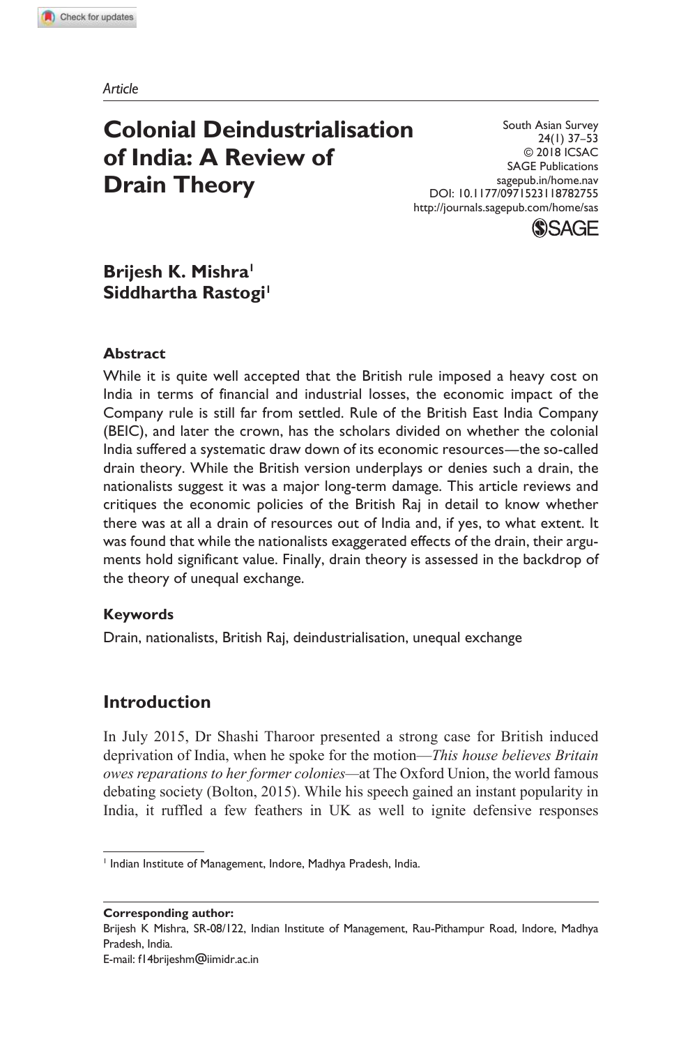*Article*

# Colonial Deindustrialisation of India: A Review of Drain Theory

South Asian Survey
24(1) 37–53
© 2018 ICSAC
SAGE Publications
sagepub.in/home.nav
DOI: 10.1177/0971523118782755
http://journals.sagepub.com/home/sas

**Brijesh K. Mishra**[1]
**Siddhartha Rastogi**[1]

### Abstract

While it is quite well accepted that the British rule imposed a heavy cost on India in terms of financial and industrial losses, the economic impact of the Company rule is still far from settled. Rule of the British East India Company (BEIC), and later the crown, has the scholars divided on whether the colonial India suffered a systematic draw down of its economic resources—the so-called drain theory. While the British version underplays or denies such a drain, the nationalists suggest it was a major long-term damage. This article reviews and critiques the economic policies of the British Raj in detail to know whether there was at all a drain of resources out of India and, if yes, to what extent. It was found that while the nationalists exaggerated effects of the drain, their arguments hold significant value. Finally, drain theory is assessed in the backdrop of the theory of unequal exchange.

### Keywords

Drain, nationalists, British Raj, deindustrialisation, unequal exchange

## Introduction

In July 2015, Dr Shashi Tharoor presented a strong case for British induced deprivation of India, when he spoke for the motion—*This house believes Britain owes reparations to her former colonies*—at The Oxford Union, the world famous debating society (Bolton, 2015). While his speech gained an instant popularity in India, it ruffled a few feathers in UK as well to ignite defensive responses

[1] Indian Institute of Management, Indore, Madhya Pradesh, India.

**Corresponding author:**
Brijesh K Mishra, SR-08/122, Indian Institute of Management, Rau-Pithampur Road, Indore, Madhya Pradesh, India.
E-mail: f14brijeshm@iimidr.ac.in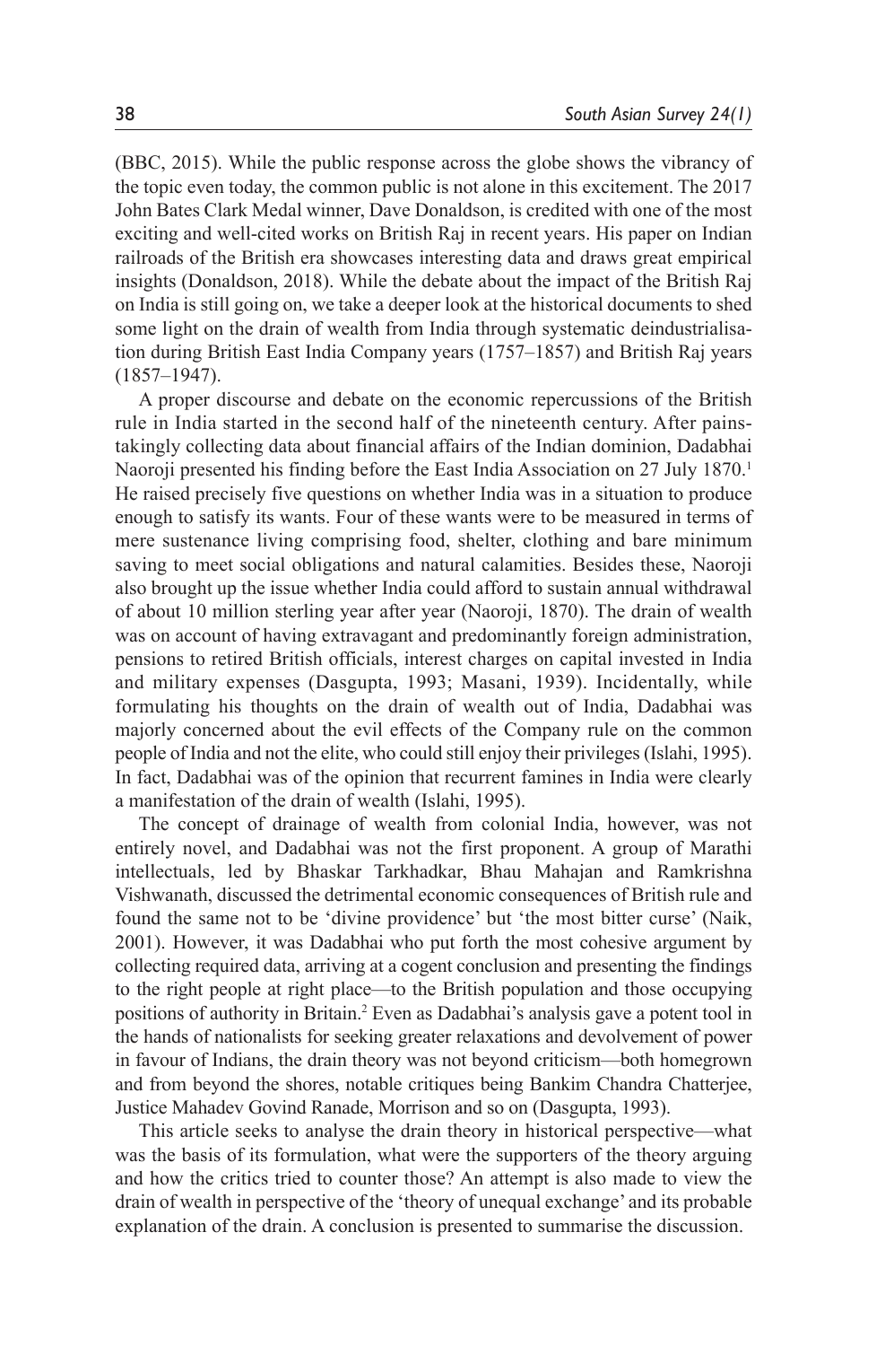(BBC, 2015). While the public response across the globe shows the vibrancy of the topic even today, the common public is not alone in this excitement. The 2017 John Bates Clark Medal winner, Dave Donaldson, is credited with one of the most exciting and well-cited works on British Raj in recent years. His paper on Indian railroads of the British era showcases interesting data and draws great empirical insights (Donaldson, 2018). While the debate about the impact of the British Raj on India is still going on, we take a deeper look at the historical documents to shed some light on the drain of wealth from India through systematic deindustrialisation during British East India Company years (1757–1857) and British Raj years (1857–1947).

A proper discourse and debate on the economic repercussions of the British rule in India started in the second half of the nineteenth century. After painstakingly collecting data about financial affairs of the Indian dominion, Dadabhai Naoroji presented his finding before the East India Association on 27 July 1870.[1] He raised precisely five questions on whether India was in a situation to produce enough to satisfy its wants. Four of these wants were to be measured in terms of mere sustenance living comprising food, shelter, clothing and bare minimum saving to meet social obligations and natural calamities. Besides these, Naoroji also brought up the issue whether India could afford to sustain annual withdrawal of about 10 million sterling year after year (Naoroji, 1870). The drain of wealth was on account of having extravagant and predominantly foreign administration, pensions to retired British officials, interest charges on capital invested in India and military expenses (Dasgupta, 1993; Masani, 1939). Incidentally, while formulating his thoughts on the drain of wealth out of India, Dadabhai was majorly concerned about the evil effects of the Company rule on the common people of India and not the elite, who could still enjoy their privileges (Islahi, 1995). In fact, Dadabhai was of the opinion that recurrent famines in India were clearly a manifestation of the drain of wealth (Islahi, 1995).

The concept of drainage of wealth from colonial India, however, was not entirely novel, and Dadabhai was not the first proponent. A group of Marathi intellectuals, led by Bhaskar Tarkhadkar, Bhau Mahajan and Ramkrishna Vishwanath, discussed the detrimental economic consequences of British rule and found the same not to be 'divine providence' but 'the most bitter curse' (Naik, 2001). However, it was Dadabhai who put forth the most cohesive argument by collecting required data, arriving at a cogent conclusion and presenting the findings to the right people at right place—to the British population and those occupying positions of authority in Britain.[2] Even as Dadabhai's analysis gave a potent tool in the hands of nationalists for seeking greater relaxations and devolvement of power in favour of Indians, the drain theory was not beyond criticism—both homegrown and from beyond the shores, notable critiques being Bankim Chandra Chatterjee, Justice Mahadev Govind Ranade, Morrison and so on (Dasgupta, 1993).

This article seeks to analyse the drain theory in historical perspective—what was the basis of its formulation, what were the supporters of the theory arguing and how the critics tried to counter those? An attempt is also made to view the drain of wealth in perspective of the 'theory of unequal exchange' and its probable explanation of the drain. A conclusion is presented to summarise the discussion.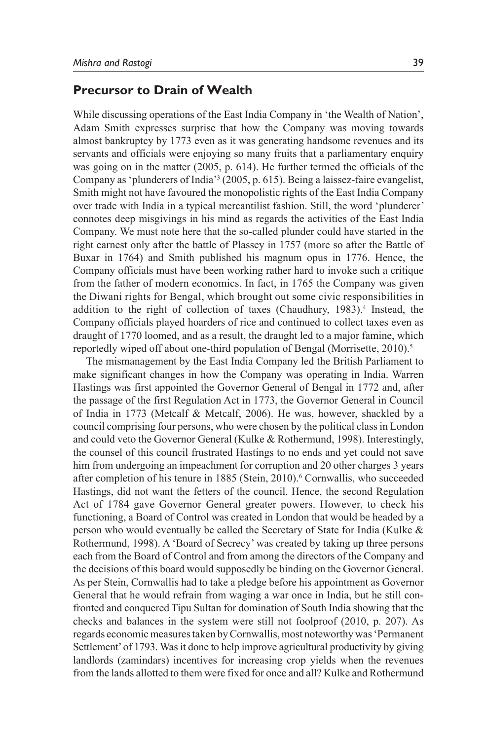## Precursor to Drain of Wealth

While discussing operations of the East India Company in 'the Wealth of Nation', Adam Smith expresses surprise that how the Company was moving towards almost bankruptcy by 1773 even as it was generating handsome revenues and its servants and officials were enjoying so many fruits that a parliamentary enquiry was going on in the matter (2005, p. 614). He further termed the officials of the Company as 'plunderers of India'[3] (2005, p. 615). Being a laissez-faire evangelist, Smith might not have favoured the monopolistic rights of the East India Company over trade with India in a typical mercantilist fashion. Still, the word 'plunderer' connotes deep misgivings in his mind as regards the activities of the East India Company. We must note here that the so-called plunder could have started in the right earnest only after the battle of Plassey in 1757 (more so after the Battle of Buxar in 1764) and Smith published his magnum opus in 1776. Hence, the Company officials must have been working rather hard to invoke such a critique from the father of modern economics. In fact, in 1765 the Company was given the Diwani rights for Bengal, which brought out some civic responsibilities in addition to the right of collection of taxes (Chaudhury, 1983).[4] Instead, the Company officials played hoarders of rice and continued to collect taxes even as draught of 1770 loomed, and as a result, the draught led to a major famine, which reportedly wiped off about one-third population of Bengal (Morrisette, 2010).[5]

The mismanagement by the East India Company led the British Parliament to make significant changes in how the Company was operating in India. Warren Hastings was first appointed the Governor General of Bengal in 1772 and, after the passage of the first Regulation Act in 1773, the Governor General in Council of India in 1773 (Metcalf & Metcalf, 2006). He was, however, shackled by a council comprising four persons, who were chosen by the political class in London and could veto the Governor General (Kulke & Rothermund, 1998). Interestingly, the counsel of this council frustrated Hastings to no ends and yet could not save him from undergoing an impeachment for corruption and 20 other charges 3 years after completion of his tenure in 1885 (Stein, 2010).[6] Cornwallis, who succeeded Hastings, did not want the fetters of the council. Hence, the second Regulation Act of 1784 gave Governor General greater powers. However, to check his functioning, a Board of Control was created in London that would be headed by a person who would eventually be called the Secretary of State for India (Kulke & Rothermund, 1998). A 'Board of Secrecy' was created by taking up three persons each from the Board of Control and from among the directors of the Company and the decisions of this board would supposedly be binding on the Governor General. As per Stein, Cornwallis had to take a pledge before his appointment as Governor General that he would refrain from waging a war once in India, but he still confronted and conquered Tipu Sultan for domination of South India showing that the checks and balances in the system were still not foolproof (2010, p. 207). As regards economic measures taken by Cornwallis, most noteworthy was 'Permanent Settlement' of 1793. Was it done to help improve agricultural productivity by giving landlords (zamindars) incentives for increasing crop yields when the revenues from the lands allotted to them were fixed for once and all? Kulke and Rothermund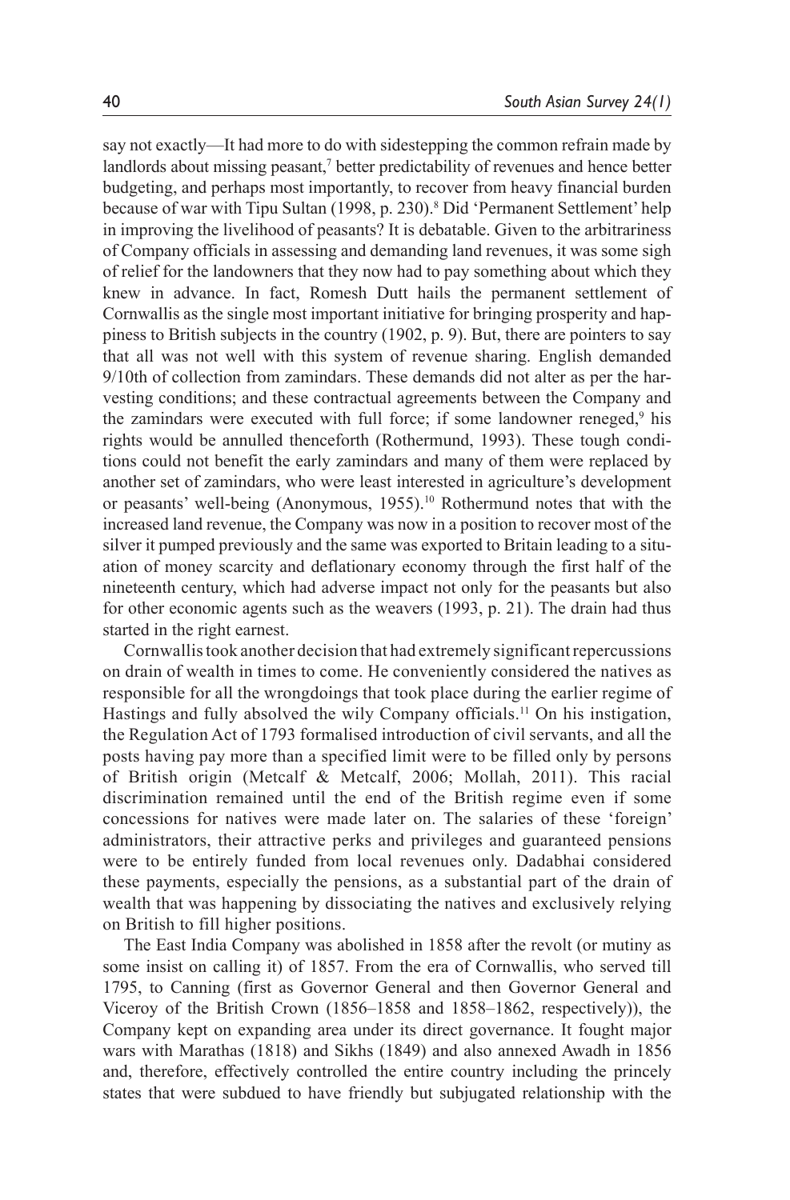say not exactly—It had more to do with sidestepping the common refrain made by landlords about missing peasant,[7] better predictability of revenues and hence better budgeting, and perhaps most importantly, to recover from heavy financial burden because of war with Tipu Sultan (1998, p. 230).[8] Did 'Permanent Settlement' help in improving the livelihood of peasants? It is debatable. Given to the arbitrariness of Company officials in assessing and demanding land revenues, it was some sigh of relief for the landowners that they now had to pay something about which they knew in advance. In fact, Romesh Dutt hails the permanent settlement of Cornwallis as the single most important initiative for bringing prosperity and happiness to British subjects in the country (1902, p. 9). But, there are pointers to say that all was not well with this system of revenue sharing. English demanded 9/10th of collection from zamindars. These demands did not alter as per the harvesting conditions; and these contractual agreements between the Company and the zamindars were executed with full force; if some landowner reneged,[9] his rights would be annulled thenceforth (Rothermund, 1993). These tough conditions could not benefit the early zamindars and many of them were replaced by another set of zamindars, who were least interested in agriculture's development or peasants' well-being (Anonymous, 1955).[10] Rothermund notes that with the increased land revenue, the Company was now in a position to recover most of the silver it pumped previously and the same was exported to Britain leading to a situation of money scarcity and deflationary economy through the first half of the nineteenth century, which had adverse impact not only for the peasants but also for other economic agents such as the weavers (1993, p. 21). The drain had thus started in the right earnest.

Cornwallis took another decision that had extremely significant repercussions on drain of wealth in times to come. He conveniently considered the natives as responsible for all the wrongdoings that took place during the earlier regime of Hastings and fully absolved the wily Company officials.[11] On his instigation, the Regulation Act of 1793 formalised introduction of civil servants, and all the posts having pay more than a specified limit were to be filled only by persons of British origin (Metcalf & Metcalf, 2006; Mollah, 2011). This racial discrimination remained until the end of the British regime even if some concessions for natives were made later on. The salaries of these 'foreign' administrators, their attractive perks and privileges and guaranteed pensions were to be entirely funded from local revenues only. Dadabhai considered these payments, especially the pensions, as a substantial part of the drain of wealth that was happening by dissociating the natives and exclusively relying on British to fill higher positions.

The East India Company was abolished in 1858 after the revolt (or mutiny as some insist on calling it) of 1857. From the era of Cornwallis, who served till 1795, to Canning (first as Governor General and then Governor General and Viceroy of the British Crown (1856–1858 and 1858–1862, respectively)), the Company kept on expanding area under its direct governance. It fought major wars with Marathas (1818) and Sikhs (1849) and also annexed Awadh in 1856 and, therefore, effectively controlled the entire country including the princely states that were subdued to have friendly but subjugated relationship with the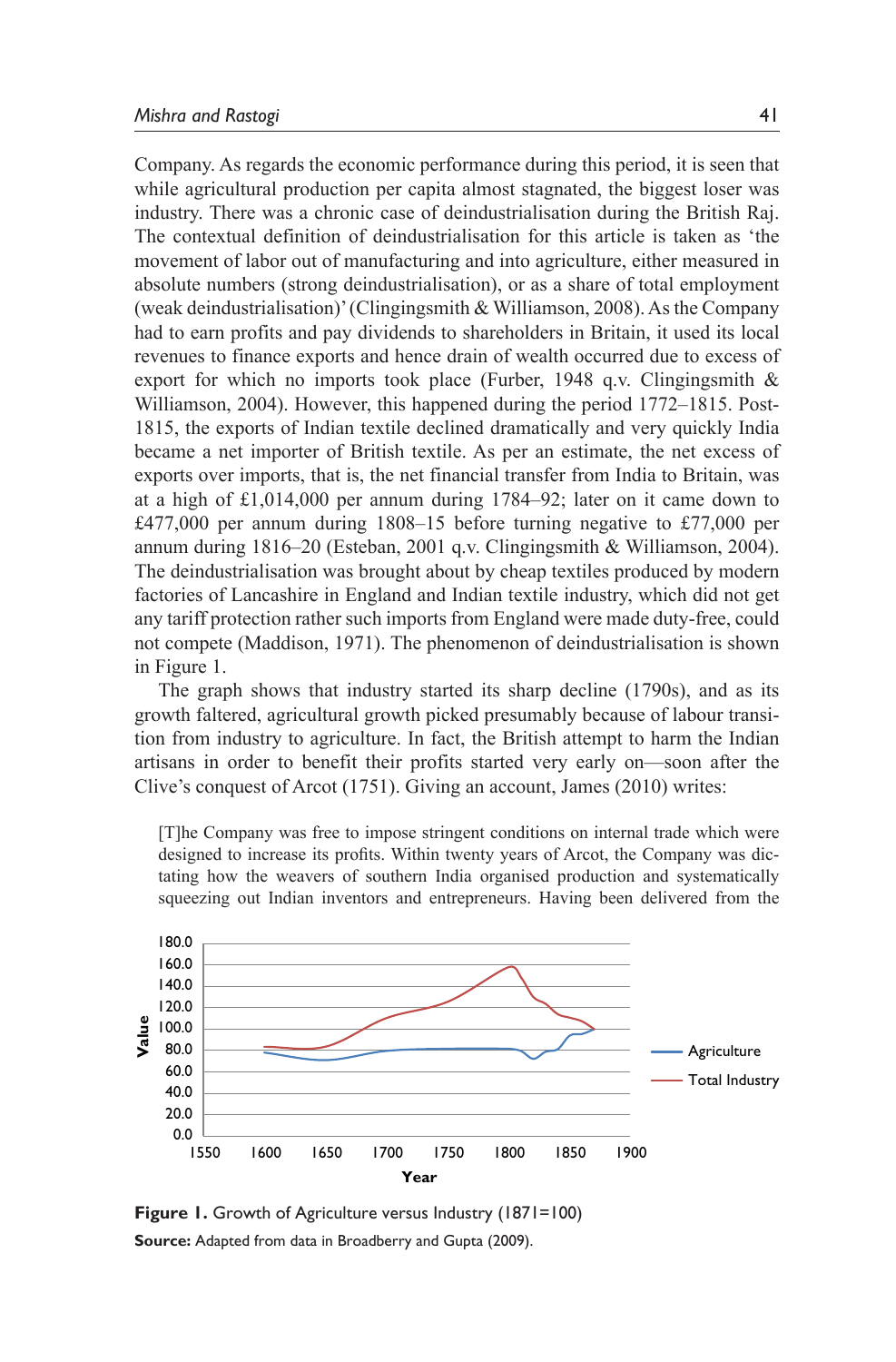Company. As regards the economic performance during this period, it is seen that while agricultural production per capita almost stagnated, the biggest loser was industry. There was a chronic case of deindustrialisation during the British Raj. The contextual definition of deindustrialisation for this article is taken as 'the movement of labor out of manufacturing and into agriculture, either measured in absolute numbers (strong deindustrialisation), or as a share of total employment (weak deindustrialisation)' (Clingingsmith & Williamson, 2008). As the Company had to earn profits and pay dividends to shareholders in Britain, it used its local revenues to finance exports and hence drain of wealth occurred due to excess of export for which no imports took place (Furber, 1948 q.v. Clingingsmith & Williamson, 2004). However, this happened during the period 1772–1815. Post-1815, the exports of Indian textile declined dramatically and very quickly India became a net importer of British textile. As per an estimate, the net excess of exports over imports, that is, the net financial transfer from India to Britain, was at a high of £1,014,000 per annum during 1784–92; later on it came down to £477,000 per annum during 1808–15 before turning negative to £77,000 per annum during 1816–20 (Esteban, 2001 q.v. Clingingsmith & Williamson, 2004). The deindustrialisation was brought about by cheap textiles produced by modern factories of Lancashire in England and Indian textile industry, which did not get any tariff protection rather such imports from England were made duty-free, could not compete (Maddison, 1971). The phenomenon of deindustrialisation is shown in Figure 1.

The graph shows that industry started its sharp decline (1790s), and as its growth faltered, agricultural growth picked presumably because of labour transition from industry to agriculture. In fact, the British attempt to harm the Indian artisans in order to benefit their profits started very early on—soon after the Clive's conquest of Arcot (1751). Giving an account, James (2010) writes:

> [T]he Company was free to impose stringent conditions on internal trade which were designed to increase its profits. Within twenty years of Arcot, the Company was dictating how the weavers of southern India organised production and systematically squeezing out Indian inventors and entrepreneurs. Having been delivered from the

**Figure 1.** Growth of Agriculture versus Industry (1871=100)

**Source:** Adapted from data in Broadberry and Gupta (2009).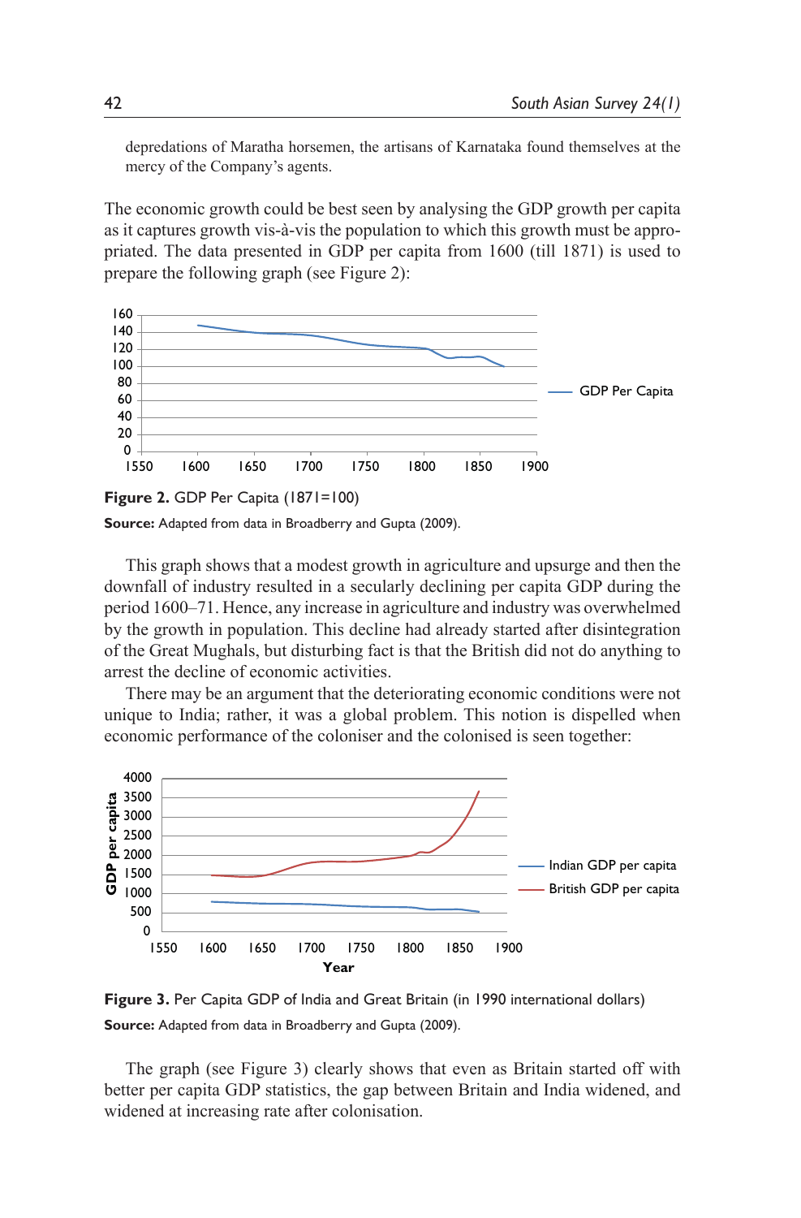depredations of Maratha horsemen, the artisans of Karnataka found themselves at the mercy of the Company's agents.

The economic growth could be best seen by analysing the GDP growth per capita as it captures growth vis-à-vis the population to which this growth must be appropriated. The data presented in GDP per capita from 1600 (till 1871) is used to prepare the following graph (see Figure 2):

**Figure 2.** GDP Per Capita (1871=100)

**Source:** Adapted from data in Broadberry and Gupta (2009).

This graph shows that a modest growth in agriculture and upsurge and then the downfall of industry resulted in a secularly declining per capita GDP during the period 1600–71. Hence, any increase in agriculture and industry was overwhelmed by the growth in population. This decline had already started after disintegration of the Great Mughals, but disturbing fact is that the British did not do anything to arrest the decline of economic activities.

There may be an argument that the deteriorating economic conditions were not unique to India; rather, it was a global problem. This notion is dispelled when economic performance of the coloniser and the colonised is seen together:

**Figure 3.** Per Capita GDP of India and Great Britain (in 1990 international dollars)

**Source:** Adapted from data in Broadberry and Gupta (2009).

The graph (see Figure 3) clearly shows that even as Britain started off with better per capita GDP statistics, the gap between Britain and India widened, and widened at increasing rate after colonisation.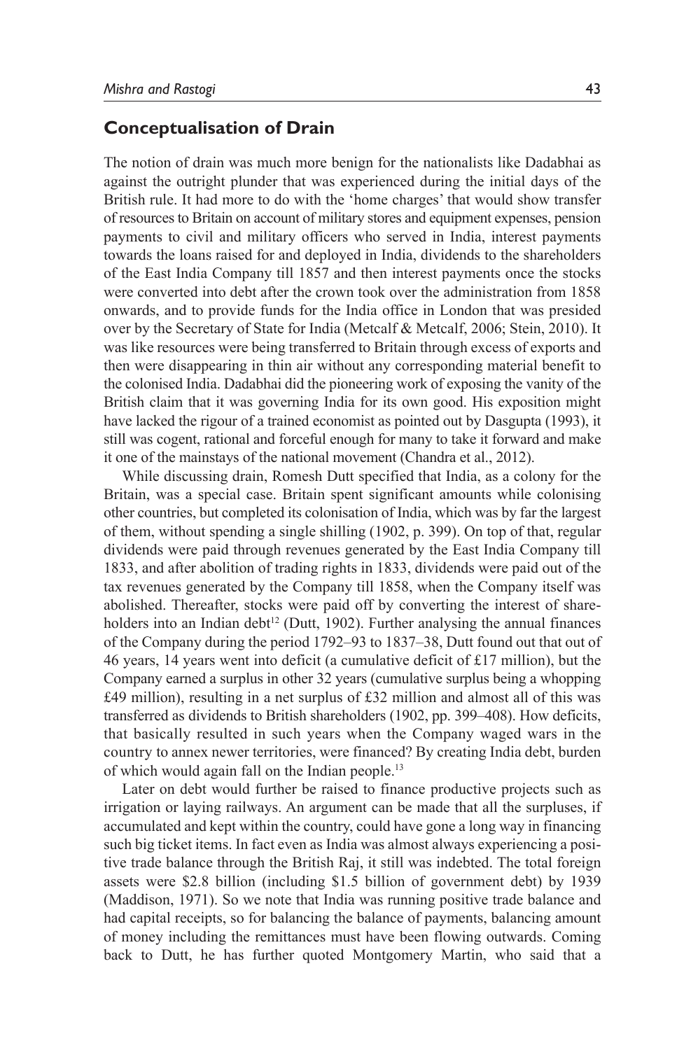## Conceptualisation of Drain

The notion of drain was much more benign for the nationalists like Dadabhai as against the outright plunder that was experienced during the initial days of the British rule. It had more to do with the 'home charges' that would show transfer of resources to Britain on account of military stores and equipment expenses, pension payments to civil and military officers who served in India, interest payments towards the loans raised for and deployed in India, dividends to the shareholders of the East India Company till 1857 and then interest payments once the stocks were converted into debt after the crown took over the administration from 1858 onwards, and to provide funds for the India office in London that was presided over by the Secretary of State for India (Metcalf & Metcalf, 2006; Stein, 2010). It was like resources were being transferred to Britain through excess of exports and then were disappearing in thin air without any corresponding material benefit to the colonised India. Dadabhai did the pioneering work of exposing the vanity of the British claim that it was governing India for its own good. His exposition might have lacked the rigour of a trained economist as pointed out by Dasgupta (1993), it still was cogent, rational and forceful enough for many to take it forward and make it one of the mainstays of the national movement (Chandra et al., 2012).

While discussing drain, Romesh Dutt specified that India, as a colony for the Britain, was a special case. Britain spent significant amounts while colonising other countries, but completed its colonisation of India, which was by far the largest of them, without spending a single shilling (1902, p. 399). On top of that, regular dividends were paid through revenues generated by the East India Company till 1833, and after abolition of trading rights in 1833, dividends were paid out of the tax revenues generated by the Company till 1858, when the Company itself was abolished. Thereafter, stocks were paid off by converting the interest of shareholders into an Indian debt[12] (Dutt, 1902). Further analysing the annual finances of the Company during the period 1792–93 to 1837–38, Dutt found out that out of 46 years, 14 years went into deficit (a cumulative deficit of £17 million), but the Company earned a surplus in other 32 years (cumulative surplus being a whopping £49 million), resulting in a net surplus of £32 million and almost all of this was transferred as dividends to British shareholders (1902, pp. 399–408). How deficits, that basically resulted in such years when the Company waged wars in the country to annex newer territories, were financed? By creating India debt, burden of which would again fall on the Indian people.[13]

Later on debt would further be raised to finance productive projects such as irrigation or laying railways. An argument can be made that all the surpluses, if accumulated and kept within the country, could have gone a long way in financing such big ticket items. In fact even as India was almost always experiencing a positive trade balance through the British Raj, it still was indebted. The total foreign assets were $2.8 billion (including $1.5 billion of government debt) by 1939 (Maddison, 1971). So we note that India was running positive trade balance and had capital receipts, so for balancing the balance of payments, balancing amount of money including the remittances must have been flowing outwards. Coming back to Dutt, he has further quoted Montgomery Martin, who said that a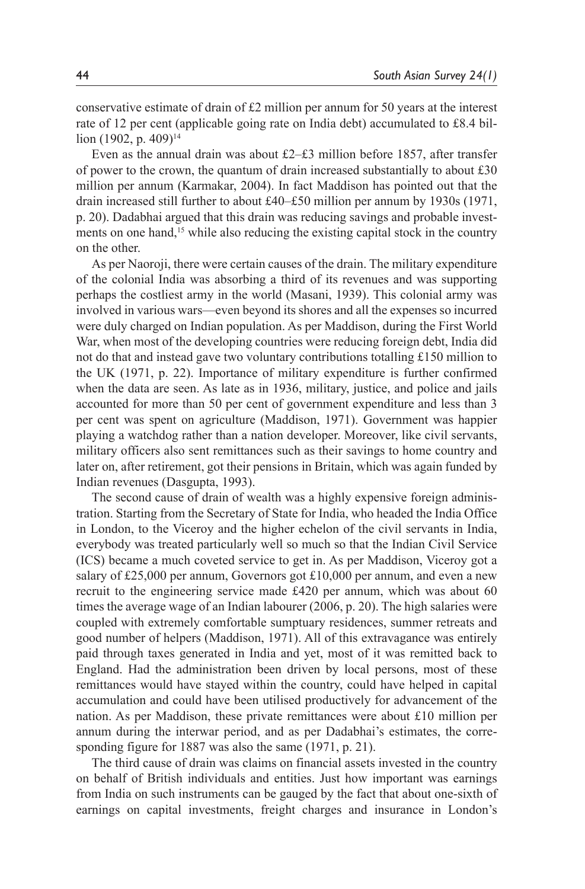conservative estimate of drain of £2 million per annum for 50 years at the interest rate of 12 per cent (applicable going rate on India debt) accumulated to £8.4 billion (1902, p. 409)[14]

Even as the annual drain was about £2–£3 million before 1857, after transfer of power to the crown, the quantum of drain increased substantially to about £30 million per annum (Karmakar, 2004). In fact Maddison has pointed out that the drain increased still further to about £40–£50 million per annum by 1930s (1971, p. 20). Dadabhai argued that this drain was reducing savings and probable investments on one hand,[15] while also reducing the existing capital stock in the country on the other.

As per Naoroji, there were certain causes of the drain. The military expenditure of the colonial India was absorbing a third of its revenues and was supporting perhaps the costliest army in the world (Masani, 1939). This colonial army was involved in various wars—even beyond its shores and all the expenses so incurred were duly charged on Indian population. As per Maddison, during the First World War, when most of the developing countries were reducing foreign debt, India did not do that and instead gave two voluntary contributions totalling £150 million to the UK (1971, p. 22). Importance of military expenditure is further confirmed when the data are seen. As late as in 1936, military, justice, and police and jails accounted for more than 50 per cent of government expenditure and less than 3 per cent was spent on agriculture (Maddison, 1971). Government was happier playing a watchdog rather than a nation developer. Moreover, like civil servants, military officers also sent remittances such as their savings to home country and later on, after retirement, got their pensions in Britain, which was again funded by Indian revenues (Dasgupta, 1993).

The second cause of drain of wealth was a highly expensive foreign administration. Starting from the Secretary of State for India, who headed the India Office in London, to the Viceroy and the higher echelon of the civil servants in India, everybody was treated particularly well so much so that the Indian Civil Service (ICS) became a much coveted service to get in. As per Maddison, Viceroy got a salary of £25,000 per annum, Governors got £10,000 per annum, and even a new recruit to the engineering service made £420 per annum, which was about 60 times the average wage of an Indian labourer (2006, p. 20). The high salaries were coupled with extremely comfortable sumptuary residences, summer retreats and good number of helpers (Maddison, 1971). All of this extravagance was entirely paid through taxes generated in India and yet, most of it was remitted back to England. Had the administration been driven by local persons, most of these remittances would have stayed within the country, could have helped in capital accumulation and could have been utilised productively for advancement of the nation. As per Maddison, these private remittances were about £10 million per annum during the interwar period, and as per Dadabhai's estimates, the corresponding figure for 1887 was also the same (1971, p. 21).

The third cause of drain was claims on financial assets invested in the country on behalf of British individuals and entities. Just how important was earnings from India on such instruments can be gauged by the fact that about one-sixth of earnings on capital investments, freight charges and insurance in London's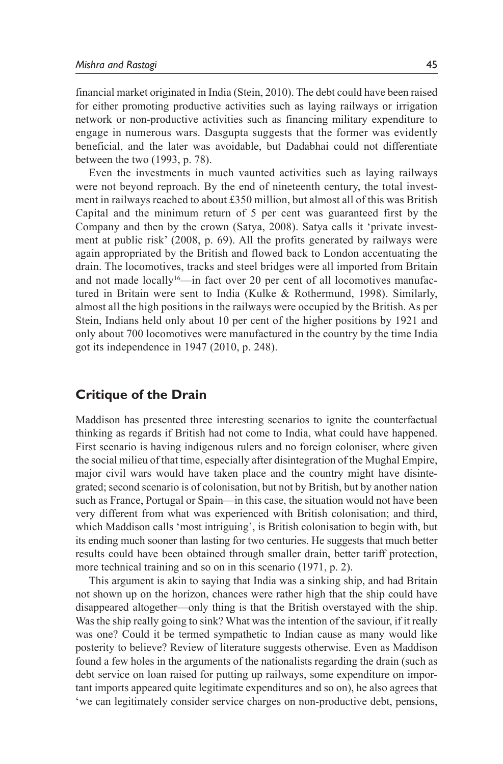financial market originated in India (Stein, 2010). The debt could have been raised for either promoting productive activities such as laying railways or irrigation network or non-productive activities such as financing military expenditure to engage in numerous wars. Dasgupta suggests that the former was evidently beneficial, and the later was avoidable, but Dadabhai could not differentiate between the two (1993, p. 78).

Even the investments in much vaunted activities such as laying railways were not beyond reproach. By the end of nineteenth century, the total investment in railways reached to about £350 million, but almost all of this was British Capital and the minimum return of 5 per cent was guaranteed first by the Company and then by the crown (Satya, 2008). Satya calls it 'private investment at public risk' (2008, p. 69). All the profits generated by railways were again appropriated by the British and flowed back to London accentuating the drain. The locomotives, tracks and steel bridges were all imported from Britain and not made locally[16]—in fact over 20 per cent of all locomotives manufactured in Britain were sent to India (Kulke & Rothermund, 1998). Similarly, almost all the high positions in the railways were occupied by the British. As per Stein, Indians held only about 10 per cent of the higher positions by 1921 and only about 700 locomotives were manufactured in the country by the time India got its independence in 1947 (2010, p. 248).

## Critique of the Drain

Maddison has presented three interesting scenarios to ignite the counterfactual thinking as regards if British had not come to India, what could have happened. First scenario is having indigenous rulers and no foreign coloniser, where given the social milieu of that time, especially after disintegration of the Mughal Empire, major civil wars would have taken place and the country might have disintegrated; second scenario is of colonisation, but not by British, but by another nation such as France, Portugal or Spain—in this case, the situation would not have been very different from what was experienced with British colonisation; and third, which Maddison calls 'most intriguing', is British colonisation to begin with, but its ending much sooner than lasting for two centuries. He suggests that much better results could have been obtained through smaller drain, better tariff protection, more technical training and so on in this scenario (1971, p. 2).

This argument is akin to saying that India was a sinking ship, and had Britain not shown up on the horizon, chances were rather high that the ship could have disappeared altogether—only thing is that the British overstayed with the ship. Was the ship really going to sink? What was the intention of the saviour, if it really was one? Could it be termed sympathetic to Indian cause as many would like posterity to believe? Review of literature suggests otherwise. Even as Maddison found a few holes in the arguments of the nationalists regarding the drain (such as debt service on loan raised for putting up railways, some expenditure on important imports appeared quite legitimate expenditures and so on), he also agrees that 'we can legitimately consider service charges on non-productive debt, pensions,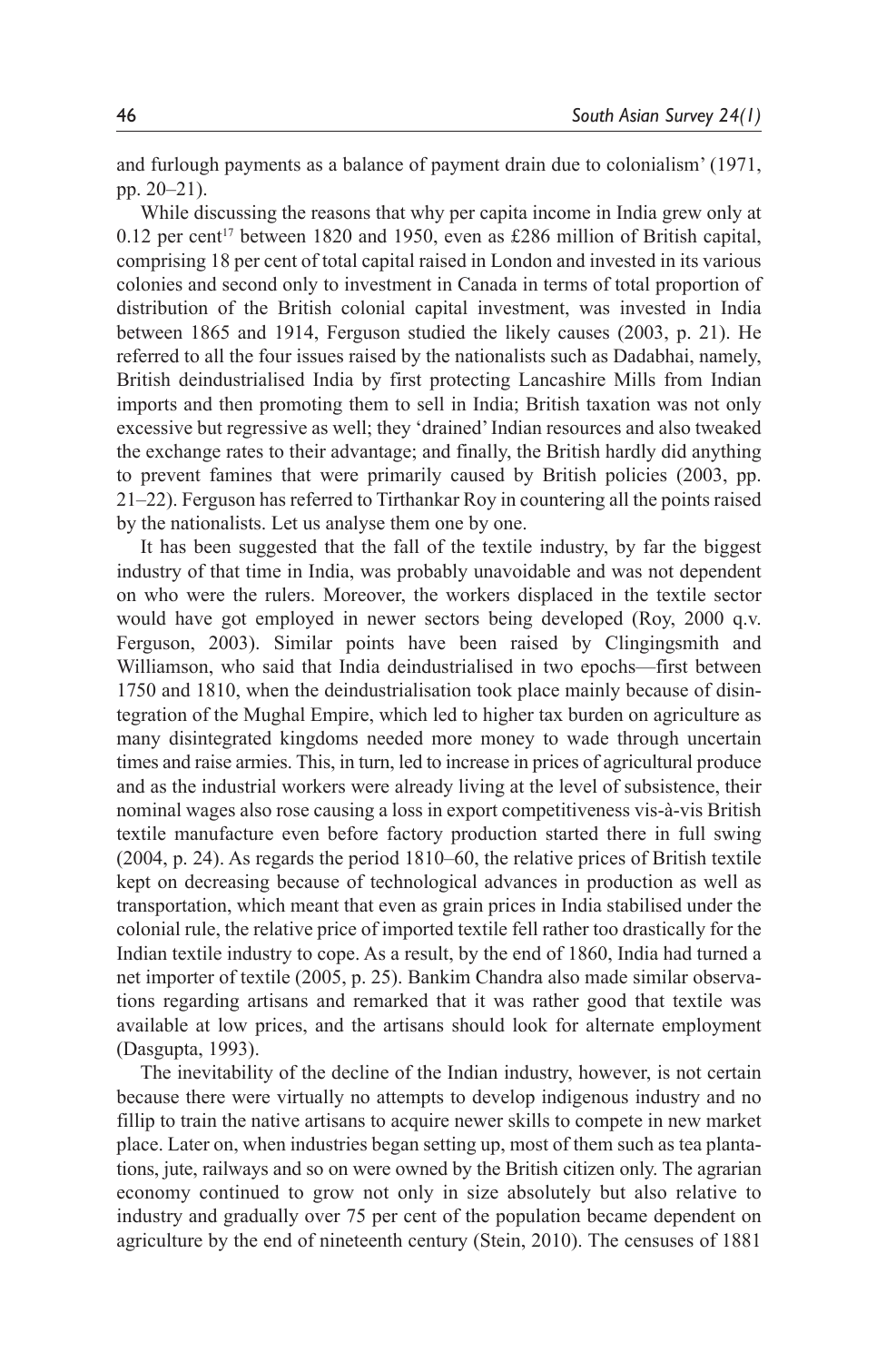and furlough payments as a balance of payment drain due to colonialism' (1971, pp. 20–21).

While discussing the reasons that why per capita income in India grew only at 0.12 per cent[17] between 1820 and 1950, even as £286 million of British capital, comprising 18 per cent of total capital raised in London and invested in its various colonies and second only to investment in Canada in terms of total proportion of distribution of the British colonial capital investment, was invested in India between 1865 and 1914, Ferguson studied the likely causes (2003, p. 21). He referred to all the four issues raised by the nationalists such as Dadabhai, namely, British deindustrialised India by first protecting Lancashire Mills from Indian imports and then promoting them to sell in India; British taxation was not only excessive but regressive as well; they 'drained' Indian resources and also tweaked the exchange rates to their advantage; and finally, the British hardly did anything to prevent famines that were primarily caused by British policies (2003, pp. 21–22). Ferguson has referred to Tirthankar Roy in countering all the points raised by the nationalists. Let us analyse them one by one.

It has been suggested that the fall of the textile industry, by far the biggest industry of that time in India, was probably unavoidable and was not dependent on who were the rulers. Moreover, the workers displaced in the textile sector would have got employed in newer sectors being developed (Roy, 2000 q.v. Ferguson, 2003). Similar points have been raised by Clingingsmith and Williamson, who said that India deindustrialised in two epochs—first between 1750 and 1810, when the deindustrialisation took place mainly because of disintegration of the Mughal Empire, which led to higher tax burden on agriculture as many disintegrated kingdoms needed more money to wade through uncertain times and raise armies. This, in turn, led to increase in prices of agricultural produce and as the industrial workers were already living at the level of subsistence, their nominal wages also rose causing a loss in export competitiveness vis-à-vis British textile manufacture even before factory production started there in full swing (2004, p. 24). As regards the period 1810–60, the relative prices of British textile kept on decreasing because of technological advances in production as well as transportation, which meant that even as grain prices in India stabilised under the colonial rule, the relative price of imported textile fell rather too drastically for the Indian textile industry to cope. As a result, by the end of 1860, India had turned a net importer of textile (2005, p. 25). Bankim Chandra also made similar observations regarding artisans and remarked that it was rather good that textile was available at low prices, and the artisans should look for alternate employment (Dasgupta, 1993).

The inevitability of the decline of the Indian industry, however, is not certain because there were virtually no attempts to develop indigenous industry and no fillip to train the native artisans to acquire newer skills to compete in new market place. Later on, when industries began setting up, most of them such as tea plantations, jute, railways and so on were owned by the British citizen only. The agrarian economy continued to grow not only in size absolutely but also relative to industry and gradually over 75 per cent of the population became dependent on agriculture by the end of nineteenth century (Stein, 2010). The censuses of 1881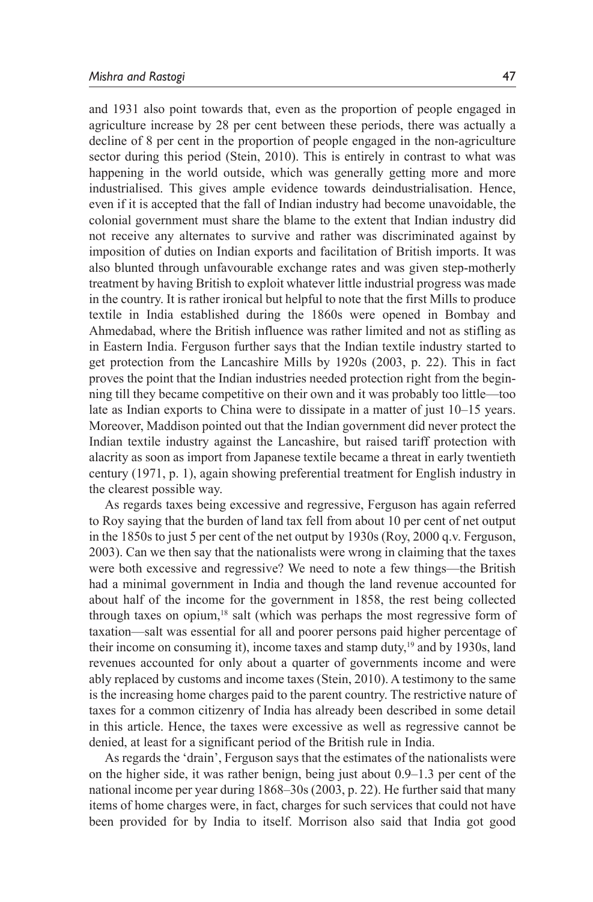and 1931 also point towards that, even as the proportion of people engaged in agriculture increase by 28 per cent between these periods, there was actually a decline of 8 per cent in the proportion of people engaged in the non-agriculture sector during this period (Stein, 2010). This is entirely in contrast to what was happening in the world outside, which was generally getting more and more industrialised. This gives ample evidence towards deindustrialisation. Hence, even if it is accepted that the fall of Indian industry had become unavoidable, the colonial government must share the blame to the extent that Indian industry did not receive any alternates to survive and rather was discriminated against by imposition of duties on Indian exports and facilitation of British imports. It was also blunted through unfavourable exchange rates and was given step-motherly treatment by having British to exploit whatever little industrial progress was made in the country. It is rather ironical but helpful to note that the first Mills to produce textile in India established during the 1860s were opened in Bombay and Ahmedabad, where the British influence was rather limited and not as stifling as in Eastern India. Ferguson further says that the Indian textile industry started to get protection from the Lancashire Mills by 1920s (2003, p. 22). This in fact proves the point that the Indian industries needed protection right from the beginning till they became competitive on their own and it was probably too little—too late as Indian exports to China were to dissipate in a matter of just 10–15 years. Moreover, Maddison pointed out that the Indian government did never protect the Indian textile industry against the Lancashire, but raised tariff protection with alacrity as soon as import from Japanese textile became a threat in early twentieth century (1971, p. 1), again showing preferential treatment for English industry in the clearest possible way.

As regards taxes being excessive and regressive, Ferguson has again referred to Roy saying that the burden of land tax fell from about 10 per cent of net output in the 1850s to just 5 per cent of the net output by 1930s (Roy, 2000 q.v. Ferguson, 2003). Can we then say that the nationalists were wrong in claiming that the taxes were both excessive and regressive? We need to note a few things—the British had a minimal government in India and though the land revenue accounted for about half of the income for the government in 1858, the rest being collected through taxes on opium,[18] salt (which was perhaps the most regressive form of taxation—salt was essential for all and poorer persons paid higher percentage of their income on consuming it), income taxes and stamp duty,[19] and by 1930s, land revenues accounted for only about a quarter of governments income and were ably replaced by customs and income taxes (Stein, 2010). A testimony to the same is the increasing home charges paid to the parent country. The restrictive nature of taxes for a common citizenry of India has already been described in some detail in this article. Hence, the taxes were excessive as well as regressive cannot be denied, at least for a significant period of the British rule in India.

As regards the 'drain', Ferguson says that the estimates of the nationalists were on the higher side, it was rather benign, being just about 0.9–1.3 per cent of the national income per year during 1868–30s (2003, p. 22). He further said that many items of home charges were, in fact, charges for such services that could not have been provided for by India to itself. Morrison also said that India got good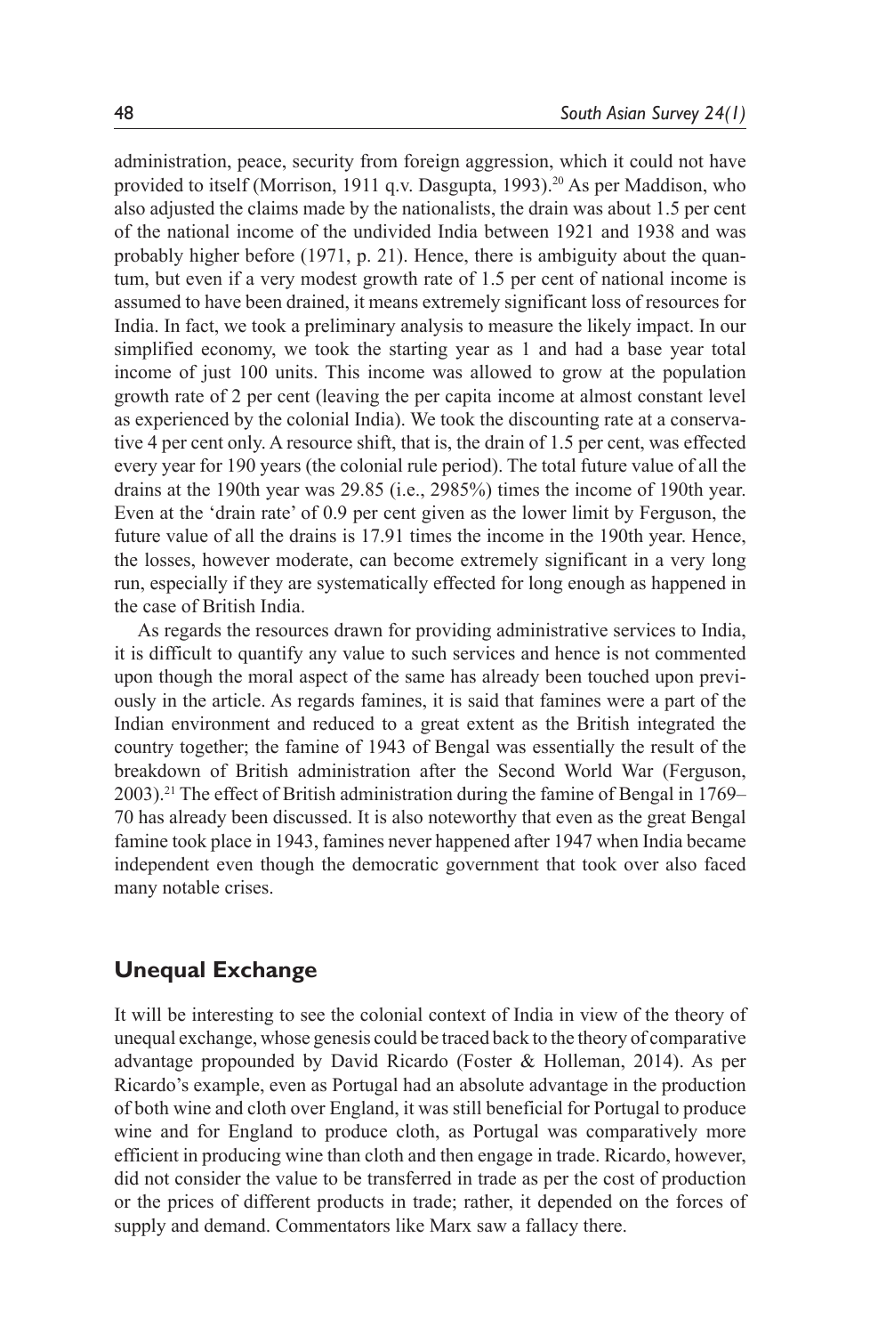administration, peace, security from foreign aggression, which it could not have provided to itself (Morrison, 1911 q.v. Dasgupta, 1993).[20] As per Maddison, who also adjusted the claims made by the nationalists, the drain was about 1.5 per cent of the national income of the undivided India between 1921 and 1938 and was probably higher before (1971, p. 21). Hence, there is ambiguity about the quantum, but even if a very modest growth rate of 1.5 per cent of national income is assumed to have been drained, it means extremely significant loss of resources for India. In fact, we took a preliminary analysis to measure the likely impact. In our simplified economy, we took the starting year as 1 and had a base year total income of just 100 units. This income was allowed to grow at the population growth rate of 2 per cent (leaving the per capita income at almost constant level as experienced by the colonial India). We took the discounting rate at a conservative 4 per cent only. A resource shift, that is, the drain of 1.5 per cent, was effected every year for 190 years (the colonial rule period). The total future value of all the drains at the 190th year was 29.85 (i.e., 2985%) times the income of 190th year. Even at the 'drain rate' of 0.9 per cent given as the lower limit by Ferguson, the future value of all the drains is 17.91 times the income in the 190th year. Hence, the losses, however moderate, can become extremely significant in a very long run, especially if they are systematically effected for long enough as happened in the case of British India.

As regards the resources drawn for providing administrative services to India, it is difficult to quantify any value to such services and hence is not commented upon though the moral aspect of the same has already been touched upon previously in the article. As regards famines, it is said that famines were a part of the Indian environment and reduced to a great extent as the British integrated the country together; the famine of 1943 of Bengal was essentially the result of the breakdown of British administration after the Second World War (Ferguson, 2003).[21] The effect of British administration during the famine of Bengal in 1769–70 has already been discussed. It is also noteworthy that even as the great Bengal famine took place in 1943, famines never happened after 1947 when India became independent even though the democratic government that took over also faced many notable crises.

## Unequal Exchange

It will be interesting to see the colonial context of India in view of the theory of unequal exchange, whose genesis could be traced back to the theory of comparative advantage propounded by David Ricardo (Foster & Holleman, 2014). As per Ricardo's example, even as Portugal had an absolute advantage in the production of both wine and cloth over England, it was still beneficial for Portugal to produce wine and for England to produce cloth, as Portugal was comparatively more efficient in producing wine than cloth and then engage in trade. Ricardo, however, did not consider the value to be transferred in trade as per the cost of production or the prices of different products in trade; rather, it depended on the forces of supply and demand. Commentators like Marx saw a fallacy there.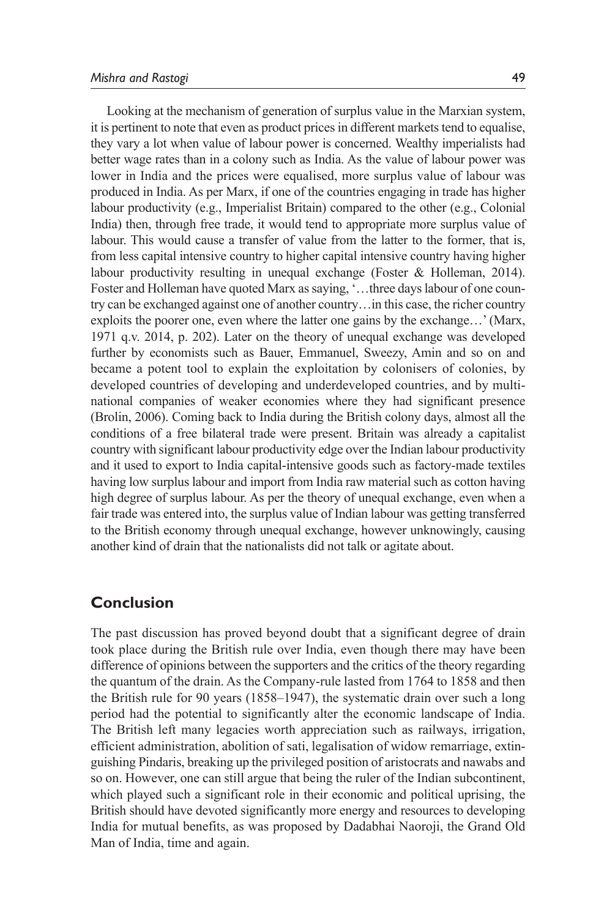Looking at the mechanism of generation of surplus value in the Marxian system, it is pertinent to note that even as product prices in different markets tend to equalise, they vary a lot when value of labour power is concerned. Wealthy imperialists had better wage rates than in a colony such as India. As the value of labour power was lower in India and the prices were equalised, more surplus value of labour was produced in India. As per Marx, if one of the countries engaging in trade has higher labour productivity (e.g., Imperialist Britain) compared to the other (e.g., Colonial India) then, through free trade, it would tend to appropriate more surplus value of labour. This would cause a transfer of value from the latter to the former, that is, from less capital intensive country to higher capital intensive country having higher labour productivity resulting in unequal exchange (Foster & Holleman, 2014). Foster and Holleman have quoted Marx as saying, '…three days labour of one country can be exchanged against one of another country…in this case, the richer country exploits the poorer one, even where the latter one gains by the exchange…' (Marx, 1971 q.v. 2014, p. 202). Later on the theory of unequal exchange was developed further by economists such as Bauer, Emmanuel, Sweezy, Amin and so on and became a potent tool to explain the exploitation by colonisers of colonies, by developed countries of developing and underdeveloped countries, and by multinational companies of weaker economies where they had significant presence (Brolin, 2006). Coming back to India during the British colony days, almost all the conditions of a free bilateral trade were present. Britain was already a capitalist country with significant labour productivity edge over the Indian labour productivity and it used to export to India capital-intensive goods such as factory-made textiles having low surplus labour and import from India raw material such as cotton having high degree of surplus labour. As per the theory of unequal exchange, even when a fair trade was entered into, the surplus value of Indian labour was getting transferred to the British economy through unequal exchange, however unknowingly, causing another kind of drain that the nationalists did not talk or agitate about.

## Conclusion

The past discussion has proved beyond doubt that a significant degree of drain took place during the British rule over India, even though there may have been difference of opinions between the supporters and the critics of the theory regarding the quantum of the drain. As the Company-rule lasted from 1764 to 1858 and then the British rule for 90 years (1858–1947), the systematic drain over such a long period had the potential to significantly alter the economic landscape of India. The British left many legacies worth appreciation such as railways, irrigation, efficient administration, abolition of sati, legalisation of widow remarriage, extinguishing Pindaris, breaking up the privileged position of aristocrats and nawabs and so on. However, one can still argue that being the ruler of the Indian subcontinent, which played such a significant role in their economic and political uprising, the British should have devoted significantly more energy and resources to developing India for mutual benefits, as was proposed by Dadabhai Naoroji, the Grand Old Man of India, time and again.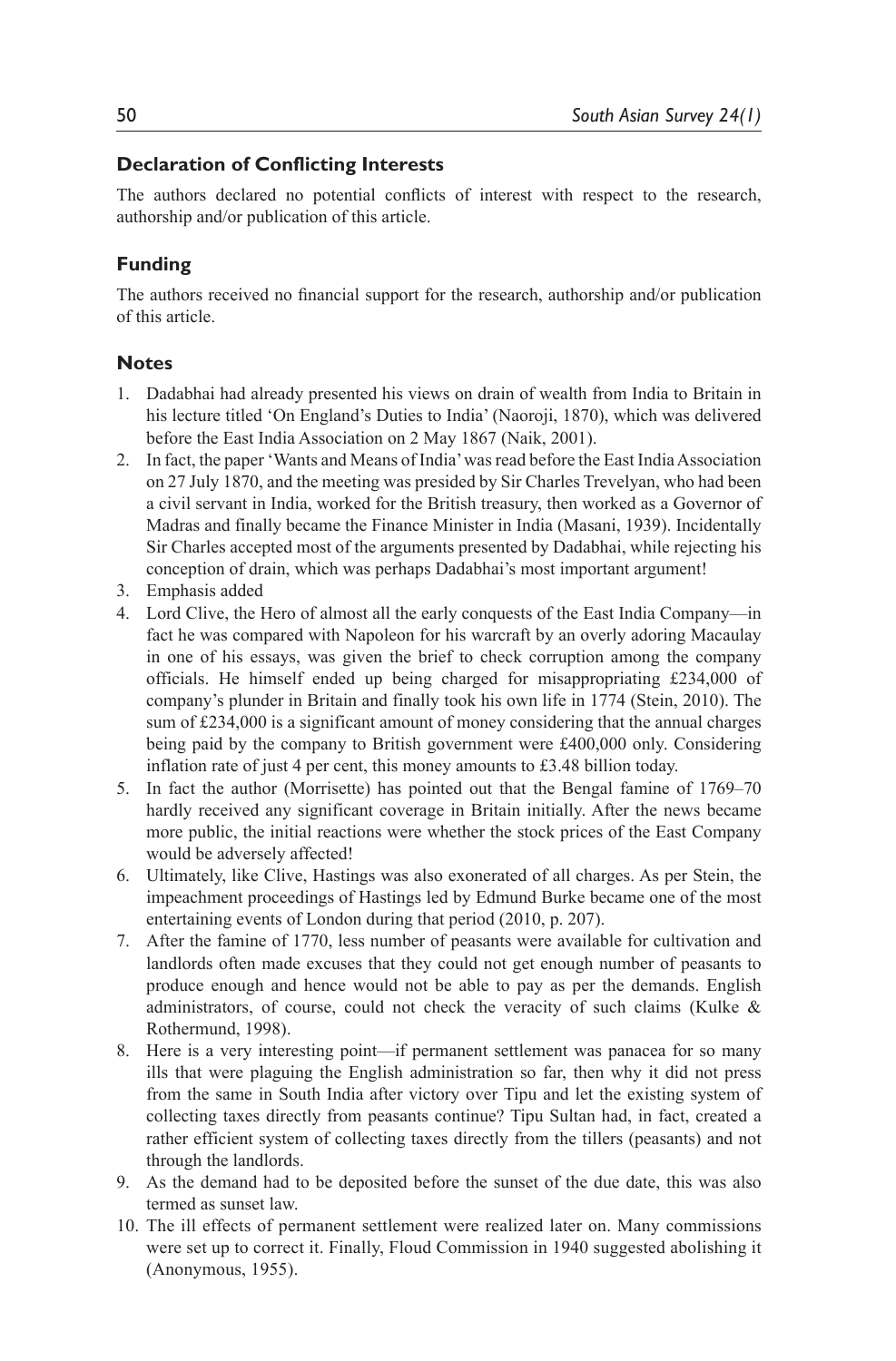## Declaration of Conflicting Interests

The authors declared no potential conflicts of interest with respect to the research, authorship and/or publication of this article.

## Funding

The authors received no financial support for the research, authorship and/or publication of this article.

## Notes

1. Dadabhai had already presented his views on drain of wealth from India to Britain in his lecture titled 'On England's Duties to India' (Naoroji, 1870), which was delivered before the East India Association on 2 May 1867 (Naik, 2001).
2. In fact, the paper 'Wants and Means of India' was read before the East India Association on 27 July 1870, and the meeting was presided by Sir Charles Trevelyan, who had been a civil servant in India, worked for the British treasury, then worked as a Governor of Madras and finally became the Finance Minister in India (Masani, 1939). Incidentally Sir Charles accepted most of the arguments presented by Dadabhai, while rejecting his conception of drain, which was perhaps Dadabhai's most important argument!
3. Emphasis added
4. Lord Clive, the Hero of almost all the early conquests of the East India Company—in fact he was compared with Napoleon for his warcraft by an overly adoring Macaulay in one of his essays, was given the brief to check corruption among the company officials. He himself ended up being charged for misappropriating £234,000 of company's plunder in Britain and finally took his own life in 1774 (Stein, 2010). The sum of £234,000 is a significant amount of money considering that the annual charges being paid by the company to British government were £400,000 only. Considering inflation rate of just 4 per cent, this money amounts to £3.48 billion today.
5. In fact the author (Morrisette) has pointed out that the Bengal famine of 1769–70 hardly received any significant coverage in Britain initially. After the news became more public, the initial reactions were whether the stock prices of the East Company would be adversely affected!
6. Ultimately, like Clive, Hastings was also exonerated of all charges. As per Stein, the impeachment proceedings of Hastings led by Edmund Burke became one of the most entertaining events of London during that period (2010, p. 207).
7. After the famine of 1770, less number of peasants were available for cultivation and landlords often made excuses that they could not get enough number of peasants to produce enough and hence would not be able to pay as per the demands. English administrators, of course, could not check the veracity of such claims (Kulke & Rothermund, 1998).
8. Here is a very interesting point—if permanent settlement was panacea for so many ills that were plaguing the English administration so far, then why it did not press from the same in South India after victory over Tipu and let the existing system of collecting taxes directly from peasants continue? Tipu Sultan had, in fact, created a rather efficient system of collecting taxes directly from the tillers (peasants) and not through the landlords.
9. As the demand had to be deposited before the sunset of the due date, this was also termed as sunset law.
10. The ill effects of permanent settlement were realized later on. Many commissions were set up to correct it. Finally, Floud Commission in 1940 suggested abolishing it (Anonymous, 1955).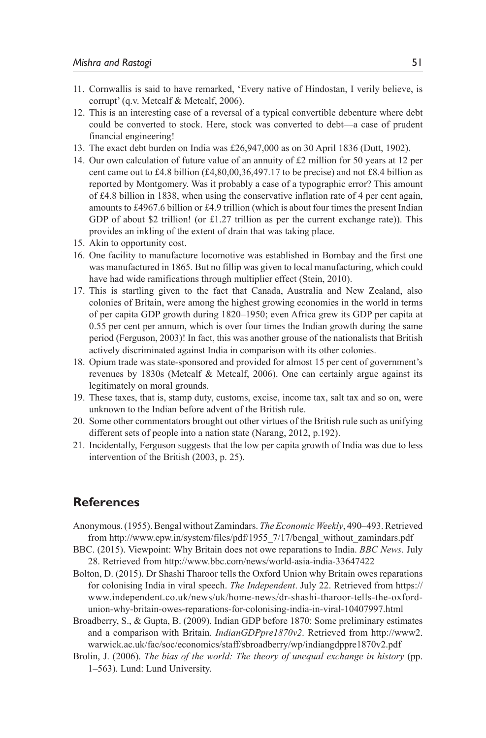11. Cornwallis is said to have remarked, 'Every native of Hindostan, I verily believe, is corrupt' (q.v. Metcalf & Metcalf, 2006).
12. This is an interesting case of a reversal of a typical convertible debenture where debt could be converted to stock. Here, stock was converted to debt—a case of prudent financial engineering!
13. The exact debt burden on India was £26,947,000 as on 30 April 1836 (Dutt, 1902).
14. Our own calculation of future value of an annuity of £2 million for 50 years at 12 per cent came out to £4.8 billion (£4,80,00,36,497.17 to be precise) and not £8.4 billion as reported by Montgomery. Was it probably a case of a typographic error? This amount of £4.8 billion in 1838, when using the conservative inflation rate of 4 per cent again, amounts to £4967.6 billion or £4.9 trillion (which is about four times the present Indian GDP of about $2 trillion! (or £1.27 trillion as per the current exchange rate)). This provides an inkling of the extent of drain that was taking place.
15. Akin to opportunity cost.
16. One facility to manufacture locomotive was established in Bombay and the first one was manufactured in 1865. But no fillip was given to local manufacturing, which could have had wide ramifications through multiplier effect (Stein, 2010).
17. This is startling given to the fact that Canada, Australia and New Zealand, also colonies of Britain, were among the highest growing economies in the world in terms of per capita GDP growth during 1820–1950; even Africa grew its GDP per capita at 0.55 per cent per annum, which is over four times the Indian growth during the same period (Ferguson, 2003)! In fact, this was another grouse of the nationalists that British actively discriminated against India in comparison with its other colonies.
18. Opium trade was state-sponsored and provided for almost 15 per cent of government's revenues by 1830s (Metcalf & Metcalf, 2006). One can certainly argue against its legitimately on moral grounds.
19. These taxes, that is, stamp duty, customs, excise, income tax, salt tax and so on, were unknown to the Indian before advent of the British rule.
20. Some other commentators brought out other virtues of the British rule such as unifying different sets of people into a nation state (Narang, 2012, p.192).
21. Incidentally, Ferguson suggests that the low per capita growth of India was due to less intervention of the British (2003, p. 25).

## References

Anonymous. (1955). Bengal without Zamindars. *The Economic Weekly*, 490–493. Retrieved from http://www.epw.in/system/files/pdf/1955_7/17/bengal_without_zamindars.pdf

BBC. (2015). Viewpoint: Why Britain does not owe reparations to India. *BBC News*. July 28. Retrieved from http://www.bbc.com/news/world-asia-india-33647422

Bolton, D. (2015). Dr Shashi Tharoor tells the Oxford Union why Britain owes reparations for colonising India in viral speech. *The Independent*. July 22. Retrieved from https://www.independent.co.uk/news/uk/home-news/dr-shashi-tharoor-tells-the-oxford-union-why-britain-owes-reparations-for-colonising-india-in-viral-10407997.html

Broadberry, S., & Gupta, B. (2009). Indian GDP before 1870: Some preliminary estimates and a comparison with Britain. *IndianGDPpre1870v2*. Retrieved from http://www2.warwick.ac.uk/fac/soc/economics/staff/sbroadberry/wp/indiangdppre1870v2.pdf

Brolin, J. (2006). *The bias of the world: The theory of unequal exchange in history* (pp. 1–563). Lund: Lund University.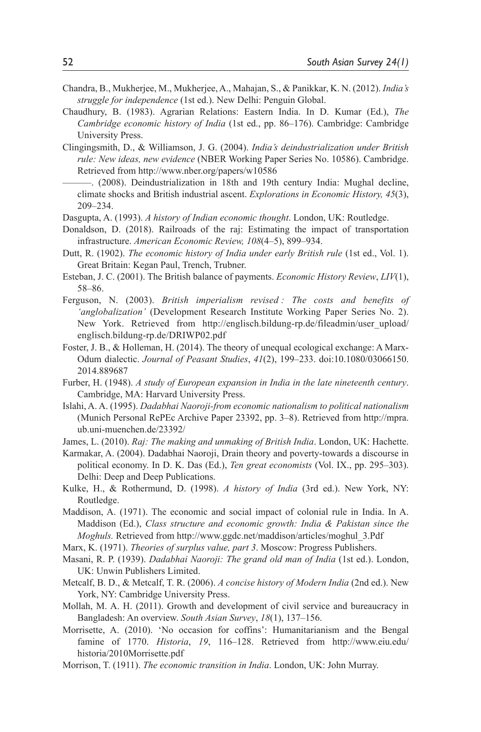Chandra, B., Mukherjee, M., Mukherjee, A., Mahajan, S., & Panikkar, K. N. (2012). *India's struggle for independence* (1st ed.). New Delhi: Penguin Global.

Chaudhury, B. (1983). Agrarian Relations: Eastern India. In D. Kumar (Ed.), *The Cambridge economic history of India* (1st ed., pp. 86–176). Cambridge: Cambridge University Press.

Clingingsmith, D., & Williamson, J. G. (2004). *India's deindustrialization under British rule: New ideas, new evidence* (NBER Working Paper Series No. 10586). Cambridge. Retrieved from http://www.nber.org/papers/w10586

———. (2008). Deindustrialization in 18th and 19th century India: Mughal decline, climate shocks and British industrial ascent. *Explorations in Economic History, 45*(3), 209–234.

Dasgupta, A. (1993). *A history of Indian economic thought*. London, UK: Routledge.

Donaldson, D. (2018). Railroads of the raj: Estimating the impact of transportation infrastructure. *American Economic Review, 108*(4–5), 899–934.

Dutt, R. (1902). *The economic history of India under early British rule* (1st ed., Vol. 1). Great Britain: Kegan Paul, Trench, Trubner.

Esteban, J. C. (2001). The British balance of payments. *Economic History Review*, *LIV*(1), 58–86.

Ferguson, N. (2003). *British imperialism revised : The costs and benefits of 'anglobalization'* (Development Research Institute Working Paper Series No. 2). New York. Retrieved from http://englisch.bildung-rp.de/fileadmin/user_upload/englisch.bildung-rp.de/DRIWP02.pdf

Foster, J. B., & Holleman, H. (2014). The theory of unequal ecological exchange: A Marx-Odum dialectic. *Journal of Peasant Studies*, *41*(2), 199–233. doi:10.1080/03066150.2014.889687

Furber, H. (1948). *A study of European expansion in India in the late nineteenth century*. Cambridge, MA: Harvard University Press.

Islahi, A. A. (1995). *Dadabhai Naoroji-from economic nationalism to political nationalism* (Munich Personal RePEc Archive Paper 23392, pp. 3–8). Retrieved from http://mpra.ub.uni-muenchen.de/23392/

James, L. (2010). *Raj: The making and unmaking of British India*. London, UK: Hachette.

Karmakar, A. (2004). Dadabhai Naoroji, Drain theory and poverty-towards a discourse in political economy. In D. K. Das (Ed.), *Ten great economists* (Vol. IX., pp. 295–303). Delhi: Deep and Deep Publications.

Kulke, H., & Rothermund, D. (1998). *A history of India* (3rd ed.). New York, NY: Routledge.

Maddison, A. (1971). The economic and social impact of colonial rule in India. In A. Maddison (Ed.), *Class structure and economic growth: India & Pakistan since the Moghuls.* Retrieved from http://www.ggdc.net/maddison/articles/moghul_3.Pdf

Marx, K. (1971). *Theories of surplus value, part 3*. Moscow: Progress Publishers.

Masani, R. P. (1939). *Dadabhai Naoroji: The grand old man of India* (1st ed.). London, UK: Unwin Publishers Limited.

Metcalf, B. D., & Metcalf, T. R. (2006). *A concise history of Modern India* (2nd ed.). New York, NY: Cambridge University Press.

Mollah, M. A. H. (2011). Growth and development of civil service and bureaucracy in Bangladesh: An overview. *South Asian Survey*, *18*(1), 137–156.

Morrisette, A. (2010). 'No occasion for coffins': Humanitarianism and the Bengal famine of 1770. *Historia*, *19*, 116–128. Retrieved from http://www.eiu.edu/historia/2010Morrisette.pdf

Morrison, T. (1911). *The economic transition in India*. London, UK: John Murray.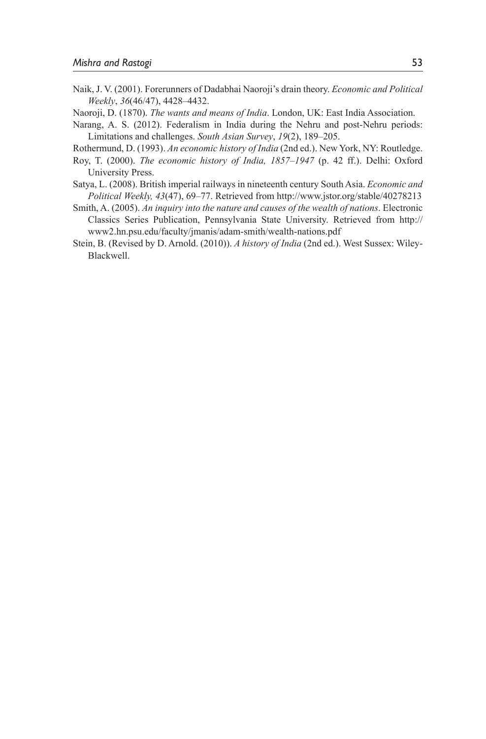Naik, J. V. (2001). Forerunners of Dadabhai Naoroji's drain theory. *Economic and Political Weekly*, *36*(46/47), 4428–4432.

Naoroji, D. (1870). *The wants and means of India*. London, UK: East India Association.

Narang, A. S. (2012). Federalism in India during the Nehru and post-Nehru periods: Limitations and challenges. *South Asian Survey*, *19*(2), 189–205.

Rothermund, D. (1993). *An economic history of India* (2nd ed.). New York, NY: Routledge.

Roy, T. (2000). *The economic history of India, 1857–1947* (p. 42 ff.). Delhi: Oxford University Press.

Satya, L. (2008). British imperial railways in nineteenth century South Asia. *Economic and Political Weekly, 43*(47), 69–77. Retrieved from http://www.jstor.org/stable/40278213

Smith, A. (2005). *An inquiry into the nature and causes of the wealth of nations*. Electronic Classics Series Publication, Pennsylvania State University. Retrieved from http://www2.hn.psu.edu/faculty/jmanis/adam-smith/wealth-nations.pdf

Stein, B. (Revised by D. Arnold. (2010)). *A history of India* (2nd ed.). West Sussex: Wiley-Blackwell.